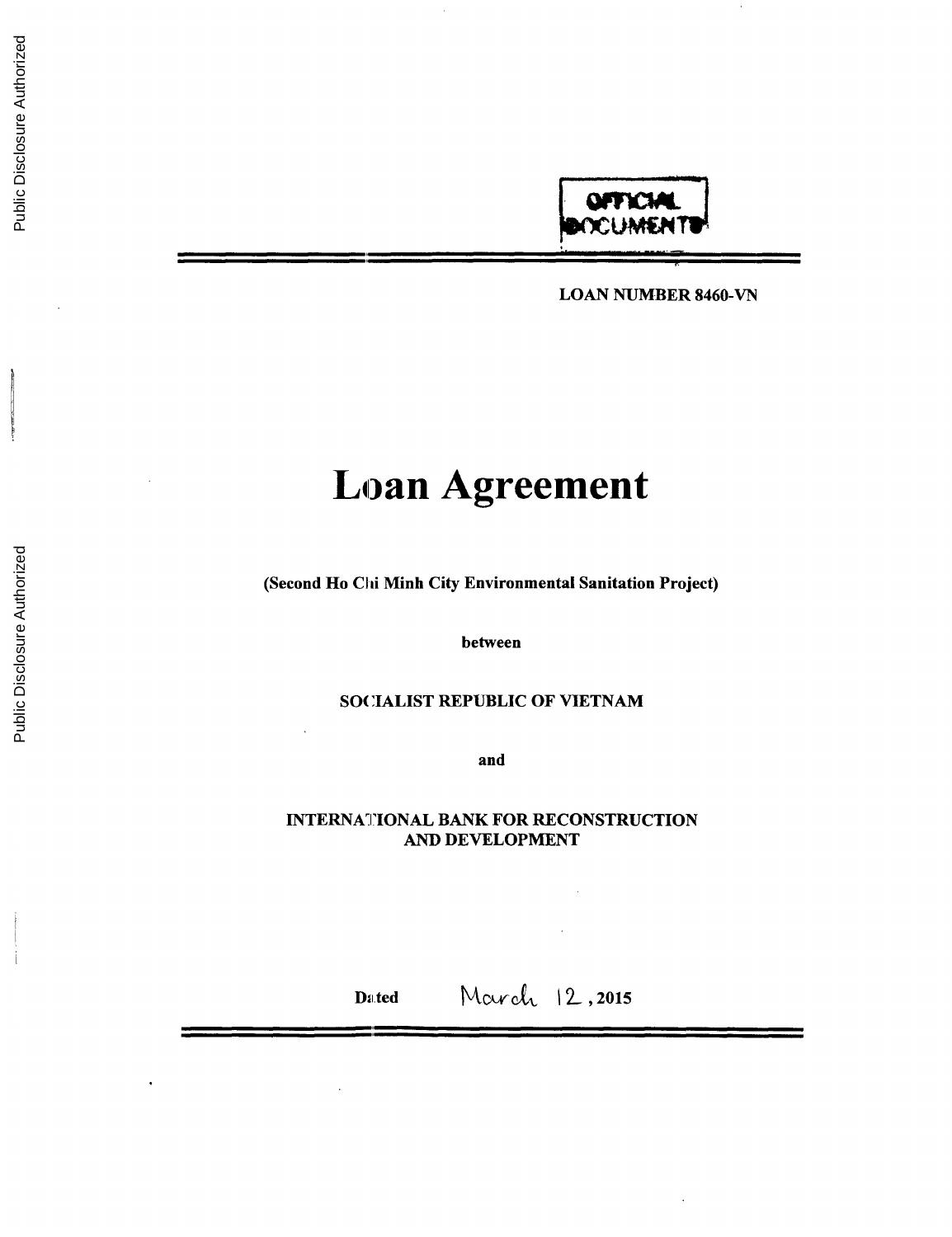OFFICIAL DOCUMENTS

LOAN NUMBER 8460-VN

# Loan Agreement

**(Second Ho Chi Minh City Environmental Sanitation Project)**

**between**

**SOCIALIST REPUBLIC OF VIETNAM**

**and**

**INTERNATIONAL BANK FOR RECONSTRUCTION AND DEVELOPMENT**

**Dated** March 12, **2015**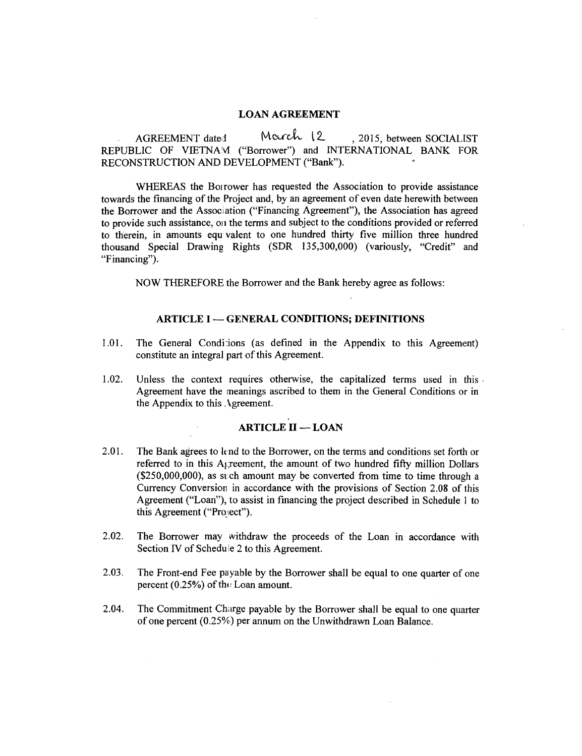# LOAN AGREEMENT

AGREEMENT dated March 12, 2015, between SOCIALIST REPUBLIC OF VIETNAM ("Borrower") and INTERNATIONAL BANK FOR RECONSTRUCTION AND DEVELOPMENT ("Bank").

WHEREAS the Borrower has requested the Association to provide assistance towards the financing of the Project and, by an agreement of even date herewith between the Borrower and the Association ("Financing Agreement"), the Association has agreed to provide such assistance, on the terms and subject to the conditions provided or referred to therein, in amounts equivalent to one hundred thirty five million three hundred thousand Special Drawing Rights (SDR 135,300,000) (variously, "Credit" and "Financing").

NOW THEREFORE the Borrower and the Bank hereby agree as follows:

## ARTICLE I — GENERAL CONDITIONS; DEFINITIONS

1.01. The General Conditions (as defined in the Appendix to this Agreement) constitute an integral part of this Agreement.

1.02. Unless the context requires otherwise, the capitalized terms used in this Agreement have the meanings ascribed to them in the General Conditions or in the Appendix to this Agreement.

## ARTICLE II — LOAN

2.01. The Bank agrees to lend to the Borrower, on the terms and conditions set forth or referred to in this Agreement, the amount of two hundred fifty million Dollars ($250,000,000), as such amount may be converted from time to time through a Currency Conversion in accordance with the provisions of Section 2.08 of this Agreement ("Loan"), to assist in financing the project described in Schedule 1 to this Agreement ("Project").

2.02. The Borrower may withdraw the proceeds of the Loan in accordance with Section IV of Schedule 2 to this Agreement.

2.03. The Front-end Fee payable by the Borrower shall be equal to one quarter of one percent (0.25%) of the Loan amount.

2.04. The Commitment Charge payable by the Borrower shall be equal to one quarter of one percent (0.25%) per annum on the Unwithdrawn Loan Balance.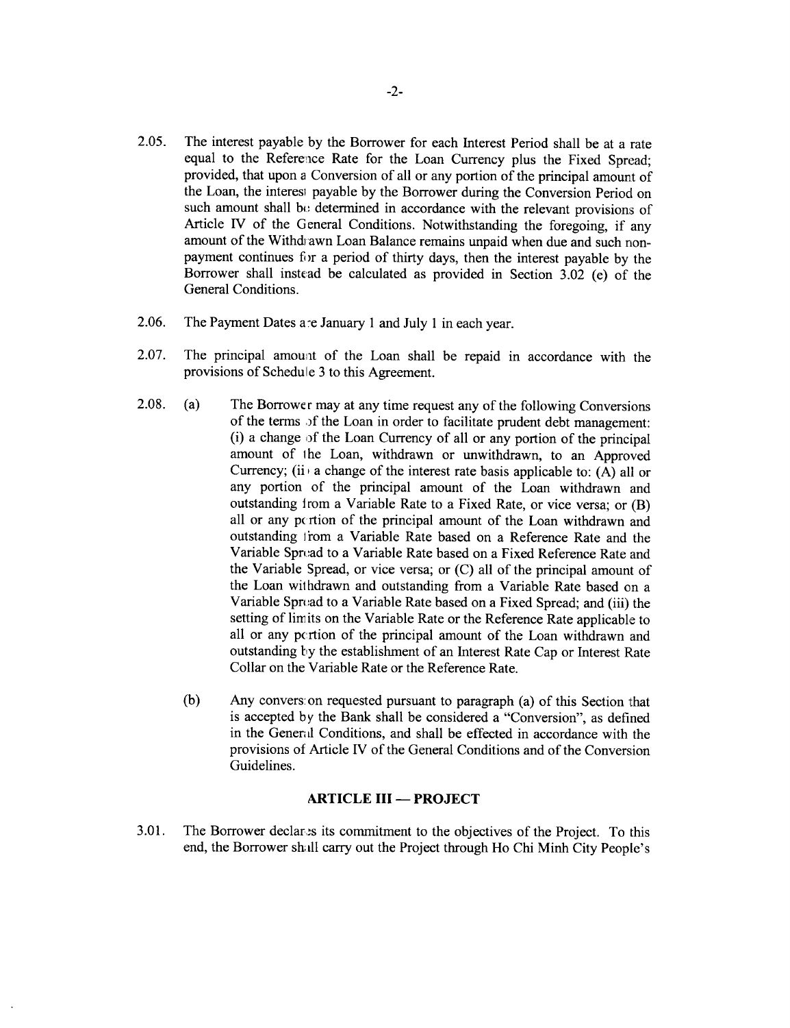2.05. The interest payable by the Borrower for each Interest Period shall be at a rate equal to the Reference Rate for the Loan Currency plus the Fixed Spread; provided, that upon a Conversion of all or any portion of the principal amount of the Loan, the interest payable by the Borrower during the Conversion Period on such amount shall be determined in accordance with the relevant provisions of Article IV of the General Conditions. Notwithstanding the foregoing, if any amount of the Withdrawn Loan Balance remains unpaid when due and such non-payment continues for a period of thirty days, then the interest payable by the Borrower shall instead be calculated as provided in Section 3.02 (e) of the General Conditions.

2.06. The Payment Dates are January 1 and July 1 in each year.

2.07. The principal amount of the Loan shall be repaid in accordance with the provisions of Schedule 3 to this Agreement.

2.08. (a) The Borrower may at any time request any of the following Conversions of the terms of the Loan in order to facilitate prudent debt management: (i) a change of the Loan Currency of all or any portion of the principal amount of the Loan, withdrawn or unwithdrawn, to an Approved Currency; (ii) a change of the interest rate basis applicable to: (A) all or any portion of the principal amount of the Loan withdrawn and outstanding from a Variable Rate to a Fixed Rate, or vice versa; or (B) all or any portion of the principal amount of the Loan withdrawn and outstanding from a Variable Rate based on a Reference Rate and the Variable Spread to a Variable Rate based on a Fixed Reference Rate and the Variable Spread, or vice versa; or (C) all of the principal amount of the Loan withdrawn and outstanding from a Variable Rate based on a Variable Spread to a Variable Rate based on a Fixed Spread; and (iii) the setting of limits on the Variable Rate or the Reference Rate applicable to all or any portion of the principal amount of the Loan withdrawn and outstanding by the establishment of an Interest Rate Cap or Interest Rate Collar on the Variable Rate or the Reference Rate.

(b) Any conversion requested pursuant to paragraph (a) of this Section that is accepted by the Bank shall be considered a "Conversion", as defined in the General Conditions, and shall be effected in accordance with the provisions of Article IV of the General Conditions and of the Conversion Guidelines.

## ARTICLE III — PROJECT

3.01. The Borrower declares its commitment to the objectives of the Project. To this end, the Borrower shall carry out the Project through Ho Chi Minh City People's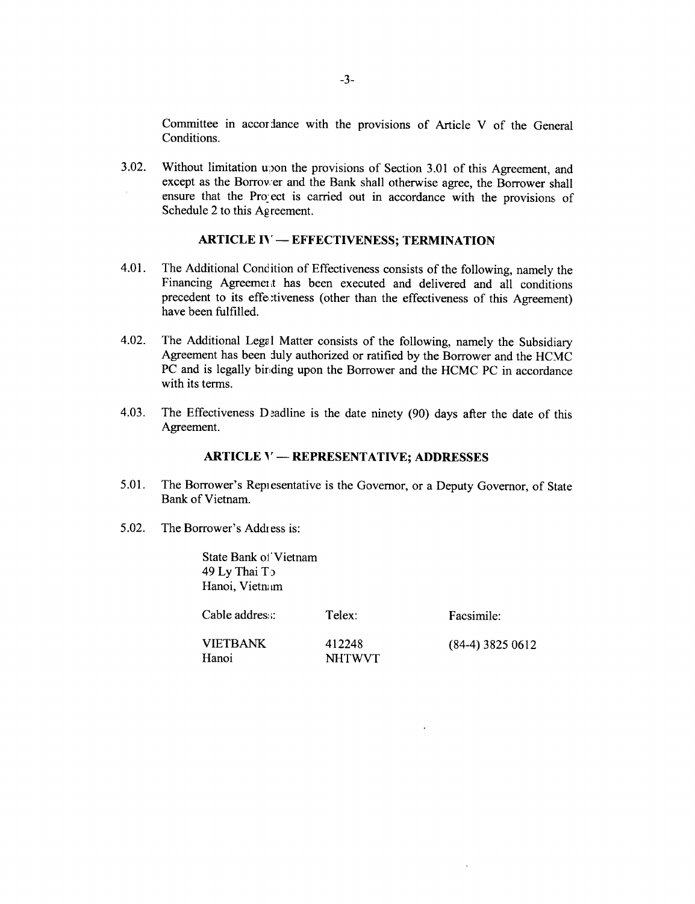Committee in accordance with the provisions of Article V of the General Conditions.

3.02. Without limitation upon the provisions of Section 3.01 of this Agreement, and except as the Borrower and the Bank shall otherwise agree, the Borrower shall ensure that the Project is carried out in accordance with the provisions of Schedule 2 to this Agreement.

### ARTICLE IV — EFFECTIVENESS; TERMINATION

4.01. The Additional Condition of Effectiveness consists of the following, namely the Financing Agreement has been executed and delivered and all conditions precedent to its effectiveness (other than the effectiveness of this Agreement) have been fulfilled.

4.02. The Additional Legal Matter consists of the following, namely the Subsidiary Agreement has been duly authorized or ratified by the Borrower and the HCMC PC and is legally binding upon the Borrower and the HCMC PC in accordance with its terms.

4.03. The Effectiveness Deadline is the date ninety (90) days after the date of this Agreement.

### ARTICLE V — REPRESENTATIVE; ADDRESSES

5.01. The Borrower's Representative is the Governor, or a Deputy Governor, of State Bank of Vietnam.

5.02. The Borrower's Address is:

State Bank of Vietnam
49 Ly Thai To
Hanoi, Vietnam

| Cable address: | Telex: | Facsimile: |
|---|---|---|
| VIETBANK Hanoi | 412248 NHTWVT | (84-4) 3825 0612 |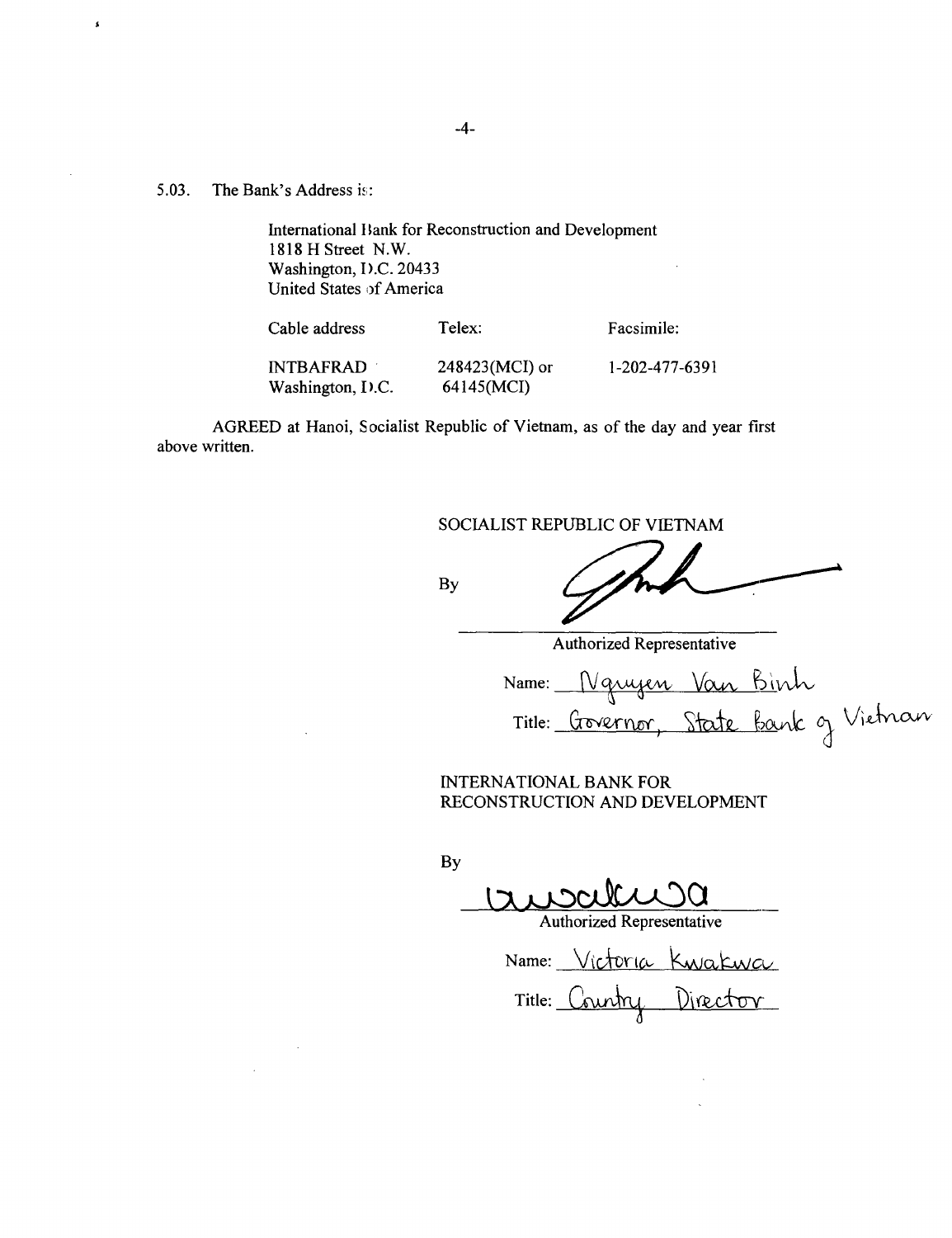5.03. The Bank's Address is:

International Bank for Reconstruction and Development
1818 H Street N.W.
Washington, D.C. 20433
United States of America

| Cable address | Telex: | Facsimile: |
|---|---|---|
| INTBAFRAD Washington, D.C. | 248423(MCI) or 64145(MCI) | 1-202-477-6391 |

AGREED at Hanoi, Socialist Republic of Vietnam, as of the day and year first above written.

SOCIALIST REPUBLIC OF VIETNAM

By

Authorized Representative

Name: Nguyen Van Binh

Title: Governor, State Bank of Vietnam

INTERNATIONAL BANK FOR RECONSTRUCTION AND DEVELOPMENT

By

Authorized Representative

Name: Victoria Kwakwa

Title: Country Director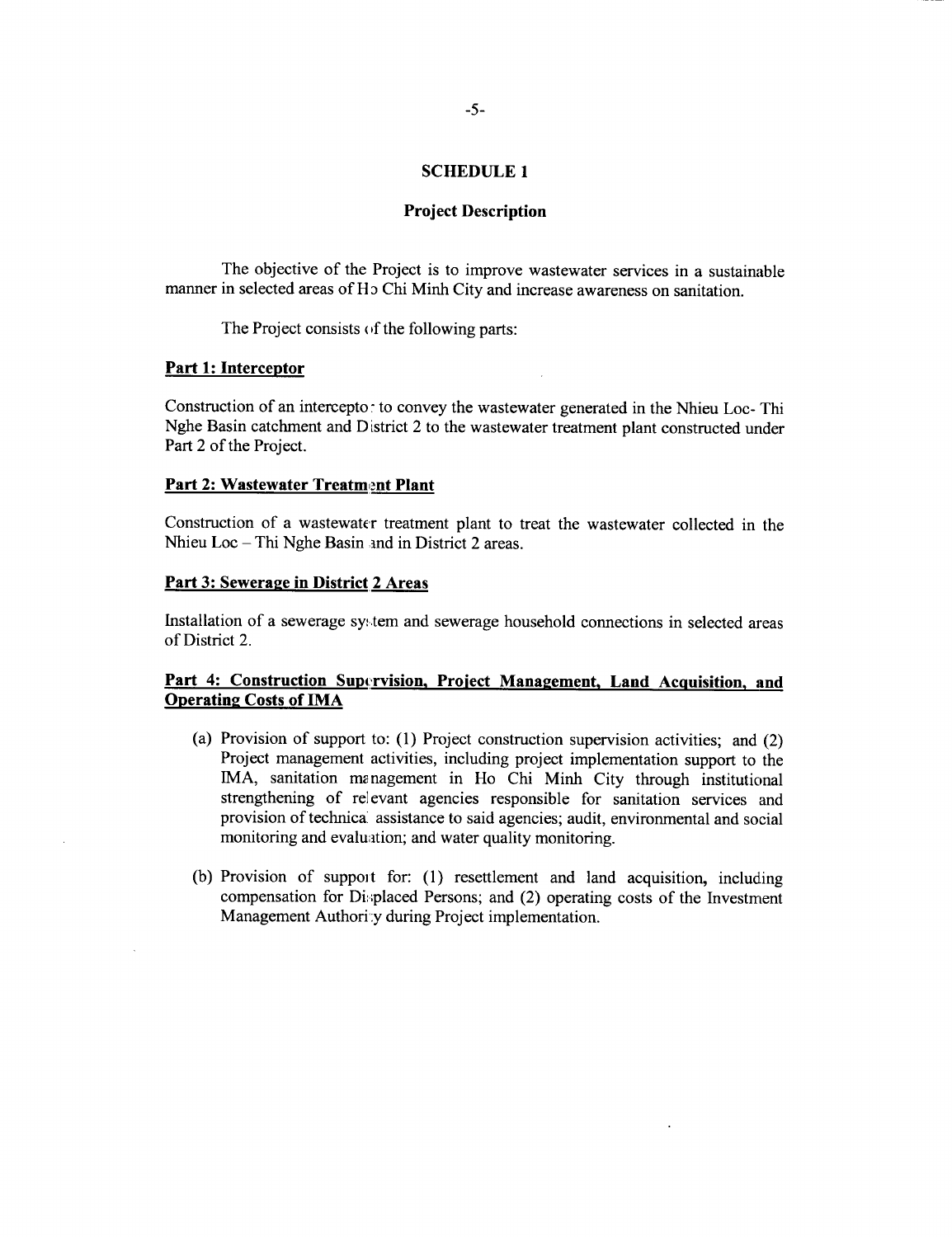## SCHEDULE 1

### Project Description

The objective of the Project is to improve wastewater services in a sustainable manner in selected areas of Ho Chi Minh City and increase awareness on sanitation.

The Project consists of the following parts:

**Part 1: Interceptor**

Construction of an interceptor to convey the wastewater generated in the Nhieu Loc- Thi Nghe Basin catchment and District 2 to the wastewater treatment plant constructed under Part 2 of the Project.

**Part 2: Wastewater Treatment Plant**

Construction of a wastewater treatment plant to treat the wastewater collected in the Nhieu Loc – Thi Nghe Basin and in District 2 areas.

**Part 3: Sewerage in District 2 Areas**

Installation of a sewerage system and sewerage household connections in selected areas of District 2.

**Part 4: Construction Supervision, Project Management, Land Acquisition, and Operating Costs of IMA**

(a) Provision of support to: (1) Project construction supervision activities; and (2) Project management activities, including project implementation support to the IMA, sanitation management in Ho Chi Minh City through institutional strengthening of relevant agencies responsible for sanitation services and provision of technical assistance to said agencies; audit, environmental and social monitoring and evaluation; and water quality monitoring.

(b) Provision of support for: (1) resettlement and land acquisition, including compensation for Displaced Persons; and (2) operating costs of the Investment Management Authority during Project implementation.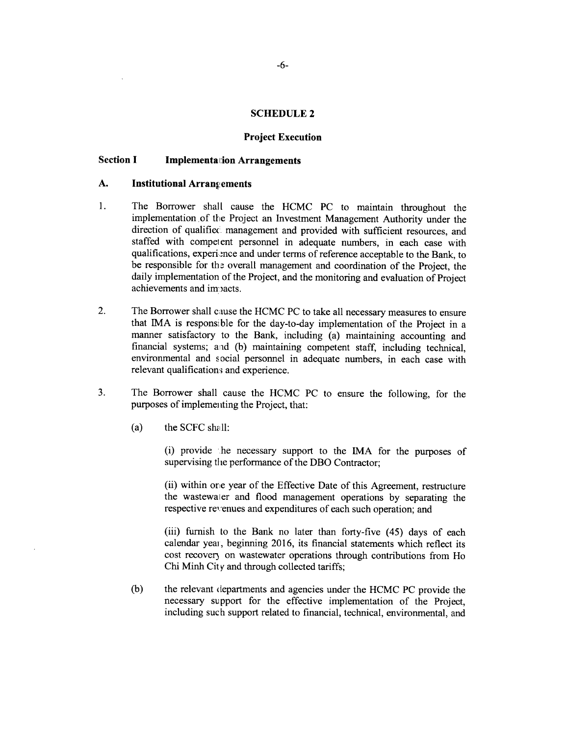## SCHEDULE 2

### Project Execution

**Section I Implementation Arrangements**

**A. Institutional Arrangements**

1. The Borrower shall cause the HCMC PC to maintain throughout the implementation of the Project an Investment Management Authority under the direction of qualified management and provided with sufficient resources, and staffed with competent personnel in adequate numbers, in each case with qualifications, experience and under terms of reference acceptable to the Bank, to be responsible for the overall management and coordination of the Project, the daily implementation of the Project, and the monitoring and evaluation of Project achievements and impacts.

2. The Borrower shall cause the HCMC PC to take all necessary measures to ensure that IMA is responsible for the day-to-day implementation of the Project in a manner satisfactory to the Bank, including (a) maintaining accounting and financial systems; and (b) maintaining competent staff, including technical, environmental and social personnel in adequate numbers, in each case with relevant qualifications and experience.

3. The Borrower shall cause the HCMC PC to ensure the following, for the purposes of implementing the Project, that:

   (a) the SCFC shall:

   (i) provide the necessary support to the IMA for the purposes of supervising the performance of the DBO Contractor;

   (ii) within one year of the Effective Date of this Agreement, restructure the wastewater and flood management operations by separating the respective revenues and expenditures of each such operation; and

   (iii) furnish to the Bank no later than forty-five (45) days of each calendar year, beginning 2016, its financial statements which reflect its cost recovery on wastewater operations through contributions from Ho Chi Minh City and through collected tariffs;

   (b) the relevant departments and agencies under the HCMC PC provide the necessary support for the effective implementation of the Project, including such support related to financial, technical, environmental, and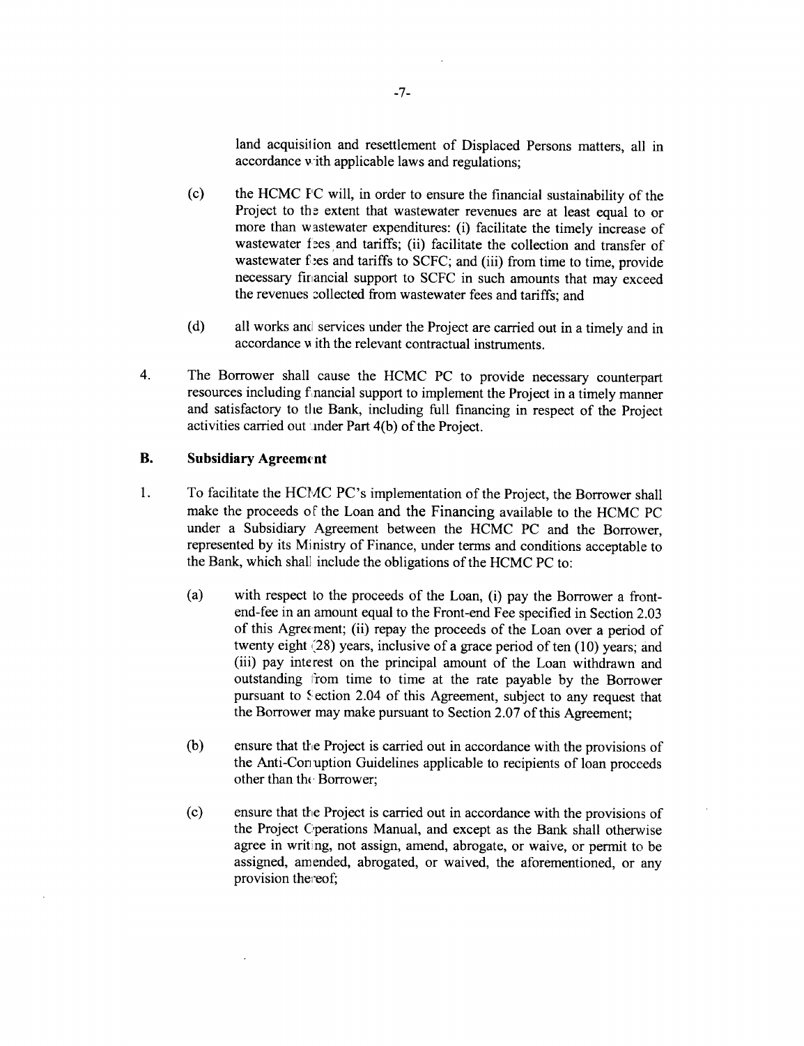land acquisition and resettlement of Displaced Persons matters, all in accordance with applicable laws and regulations;

(c) the HCMC PC will, in order to ensure the financial sustainability of the Project to the extent that wastewater revenues are at least equal to or more than wastewater expenditures: (i) facilitate the timely increase of wastewater fees and tariffs; (ii) facilitate the collection and transfer of wastewater fees and tariffs to SCFC; and (iii) from time to time, provide necessary financial support to SCFC in such amounts that may exceed the revenues collected from wastewater fees and tariffs; and

(d) all works and services under the Project are carried out in a timely and in accordance with the relevant contractual instruments.

4. The Borrower shall cause the HCMC PC to provide necessary counterpart resources including financial support to implement the Project in a timely manner and satisfactory to the Bank, including full financing in respect of the Project activities carried out under Part 4(b) of the Project.

**B. Subsidiary Agreement**

1. To facilitate the HCMC PC's implementation of the Project, the Borrower shall make the proceeds of the Loan and the Financing available to the HCMC PC under a Subsidiary Agreement between the HCMC PC and the Borrower, represented by its Ministry of Finance, under terms and conditions acceptable to the Bank, which shall include the obligations of the HCMC PC to:

(a) with respect to the proceeds of the Loan, (i) pay the Borrower a front-end-fee in an amount equal to the Front-end Fee specified in Section 2.03 of this Agreement; (ii) repay the proceeds of the Loan over a period of twenty eight (28) years, inclusive of a grace period of ten (10) years; and (iii) pay interest on the principal amount of the Loan withdrawn and outstanding from time to time at the rate payable by the Borrower pursuant to Section 2.04 of this Agreement, subject to any request that the Borrower may make pursuant to Section 2.07 of this Agreement;

(b) ensure that the Project is carried out in accordance with the provisions of the Anti-Corruption Guidelines applicable to recipients of loan proceeds other than the Borrower;

(c) ensure that the Project is carried out in accordance with the provisions of the Project Operations Manual, and except as the Bank shall otherwise agree in writing, not assign, amend, abrogate, or waive, or permit to be assigned, amended, abrogated, or waived, the aforementioned, or any provision thereof;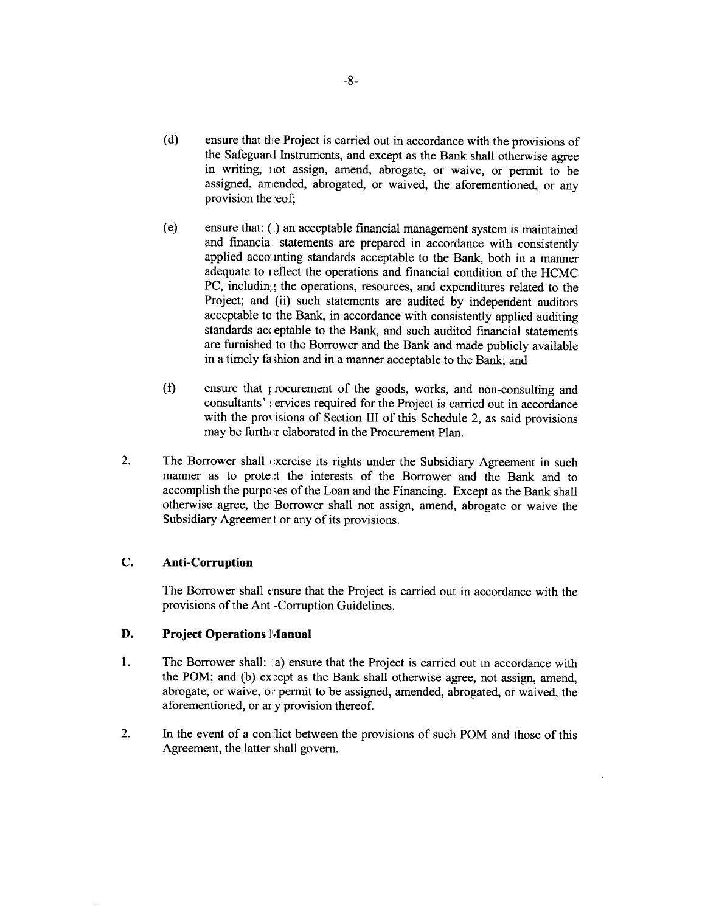(d) ensure that the Project is carried out in accordance with the provisions of the Safeguard Instruments, and except as the Bank shall otherwise agree in writing, not assign, amend, abrogate, or waive, or permit to be assigned, amended, abrogated, or waived, the aforementioned, or any provision thereof;

(e) ensure that: (i) an acceptable financial management system is maintained and financial statements are prepared in accordance with consistently applied accounting standards acceptable to the Bank, both in a manner adequate to reflect the operations and financial condition of the HCMC PC, including the operations, resources, and expenditures related to the Project; and (ii) such statements are audited by independent auditors acceptable to the Bank, in accordance with consistently applied auditing standards acceptable to the Bank, and such audited financial statements are furnished to the Borrower and the Bank and made publicly available in a timely fashion and in a manner acceptable to the Bank; and

(f) ensure that procurement of the goods, works, and non-consulting and consultants' services required for the Project is carried out in accordance with the provisions of Section III of this Schedule 2, as said provisions may be further elaborated in the Procurement Plan.

2. The Borrower shall exercise its rights under the Subsidiary Agreement in such manner as to protect the interests of the Borrower and the Bank and to accomplish the purposes of the Loan and the Financing. Except as the Bank shall otherwise agree, the Borrower shall not assign, amend, abrogate or waive the Subsidiary Agreement or any of its provisions.

## C. Anti-Corruption

The Borrower shall ensure that the Project is carried out in accordance with the provisions of the Anti-Corruption Guidelines.

## D. Project Operations Manual

1. The Borrower shall: (a) ensure that the Project is carried out in accordance with the POM; and (b) except as the Bank shall otherwise agree, not assign, amend, abrogate, or waive, or permit to be assigned, amended, abrogated, or waived, the aforementioned, or any provision thereof.

2. In the event of a conflict between the provisions of such POM and those of this Agreement, the latter shall govern.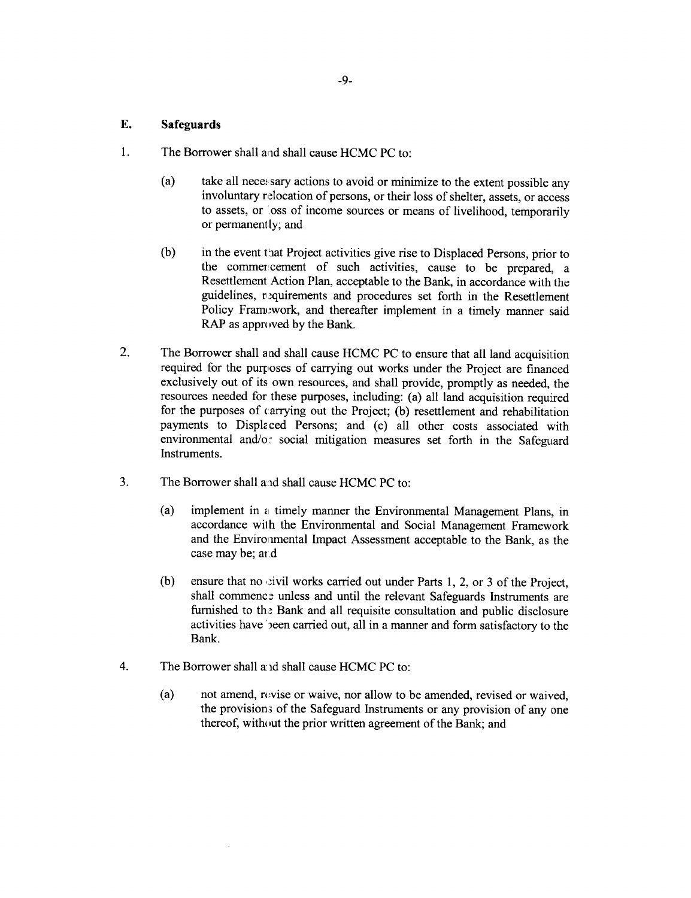### E. Safeguards

1. The Borrower shall and shall cause HCMC PC to:

   (a) take all necessary actions to avoid or minimize to the extent possible any involuntary relocation of persons, or their loss of shelter, assets, or access to assets, or loss of income sources or means of livelihood, temporarily or permanently; and

   (b) in the event that Project activities give rise to Displaced Persons, prior to the commencement of such activities, cause to be prepared, a Resettlement Action Plan, acceptable to the Bank, in accordance with the guidelines, requirements and procedures set forth in the Resettlement Policy Framework, and thereafter implement in a timely manner said RAP as approved by the Bank.

2. The Borrower shall and shall cause HCMC PC to ensure that all land acquisition required for the purposes of carrying out works under the Project are financed exclusively out of its own resources, and shall provide, promptly as needed, the resources needed for these purposes, including: (a) all land acquisition required for the purposes of carrying out the Project; (b) resettlement and rehabilitation payments to Displaced Persons; and (c) all other costs associated with environmental and/or social mitigation measures set forth in the Safeguard Instruments.

3. The Borrower shall and shall cause HCMC PC to:

   (a) implement in a timely manner the Environmental Management Plans, in accordance with the Environmental and Social Management Framework and the Environmental Impact Assessment acceptable to the Bank, as the case may be; and

   (b) ensure that no civil works carried out under Parts 1, 2, or 3 of the Project, shall commence unless and until the relevant Safeguards Instruments are furnished to the Bank and all requisite consultation and public disclosure activities have been carried out, all in a manner and form satisfactory to the Bank.

4. The Borrower shall and shall cause HCMC PC to:

   (a) not amend, revise or waive, nor allow to be amended, revised or waived, the provisions of the Safeguard Instruments or any provision of any one thereof, without the prior written agreement of the Bank; and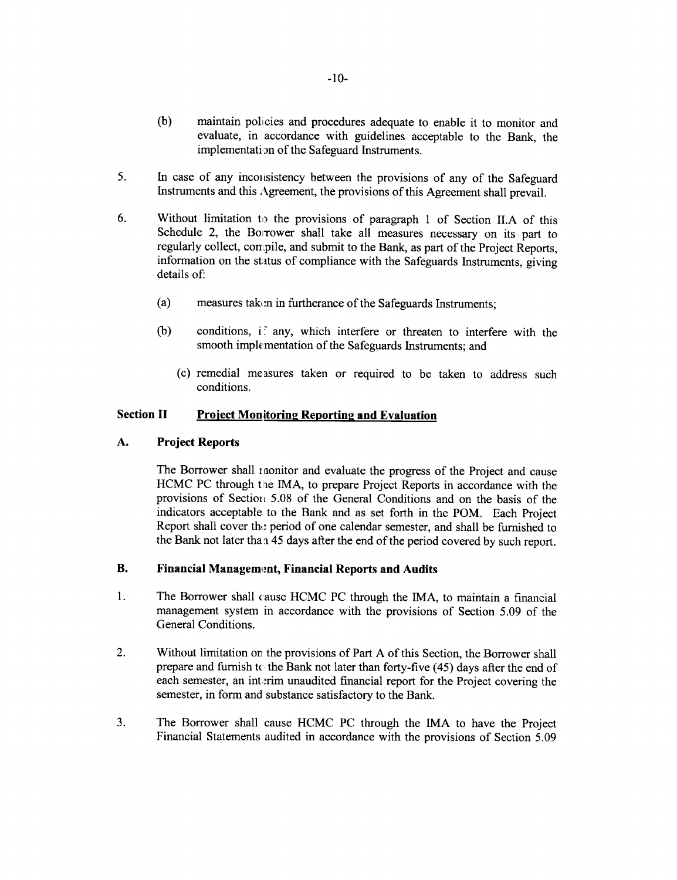(b) maintain policies and procedures adequate to enable it to monitor and evaluate, in accordance with guidelines acceptable to the Bank, the implementation of the Safeguard Instruments.

5. In case of any inconsistency between the provisions of any of the Safeguard Instruments and this Agreement, the provisions of this Agreement shall prevail.

6. Without limitation to the provisions of paragraph 1 of Section II.A of this Schedule 2, the Borrower shall take all measures necessary on its part to regularly collect, compile, and submit to the Bank, as part of the Project Reports, information on the status of compliance with the Safeguards Instruments, giving details of:

   (a) measures taken in furtherance of the Safeguards Instruments;

   (b) conditions, if any, which interfere or threaten to interfere with the smooth implementation of the Safeguards Instruments; and

   (c) remedial measures taken or required to be taken to address such conditions.

## Section II Project Monitoring Reporting and Evaluation

### A. Project Reports

The Borrower shall monitor and evaluate the progress of the Project and cause HCMC PC through the IMA, to prepare Project Reports in accordance with the provisions of Section 5.08 of the General Conditions and on the basis of the indicators acceptable to the Bank and as set forth in the POM. Each Project Report shall cover the period of one calendar semester, and shall be furnished to the Bank not later than 45 days after the end of the period covered by such report.

### B. Financial Management, Financial Reports and Audits

1. The Borrower shall cause HCMC PC through the IMA, to maintain a financial management system in accordance with the provisions of Section 5.09 of the General Conditions.

2. Without limitation on the provisions of Part A of this Section, the Borrower shall prepare and furnish to the Bank not later than forty-five (45) days after the end of each semester, an interim unaudited financial report for the Project covering the semester, in form and substance satisfactory to the Bank.

3. The Borrower shall cause HCMC PC through the IMA to have the Project Financial Statements audited in accordance with the provisions of Section 5.09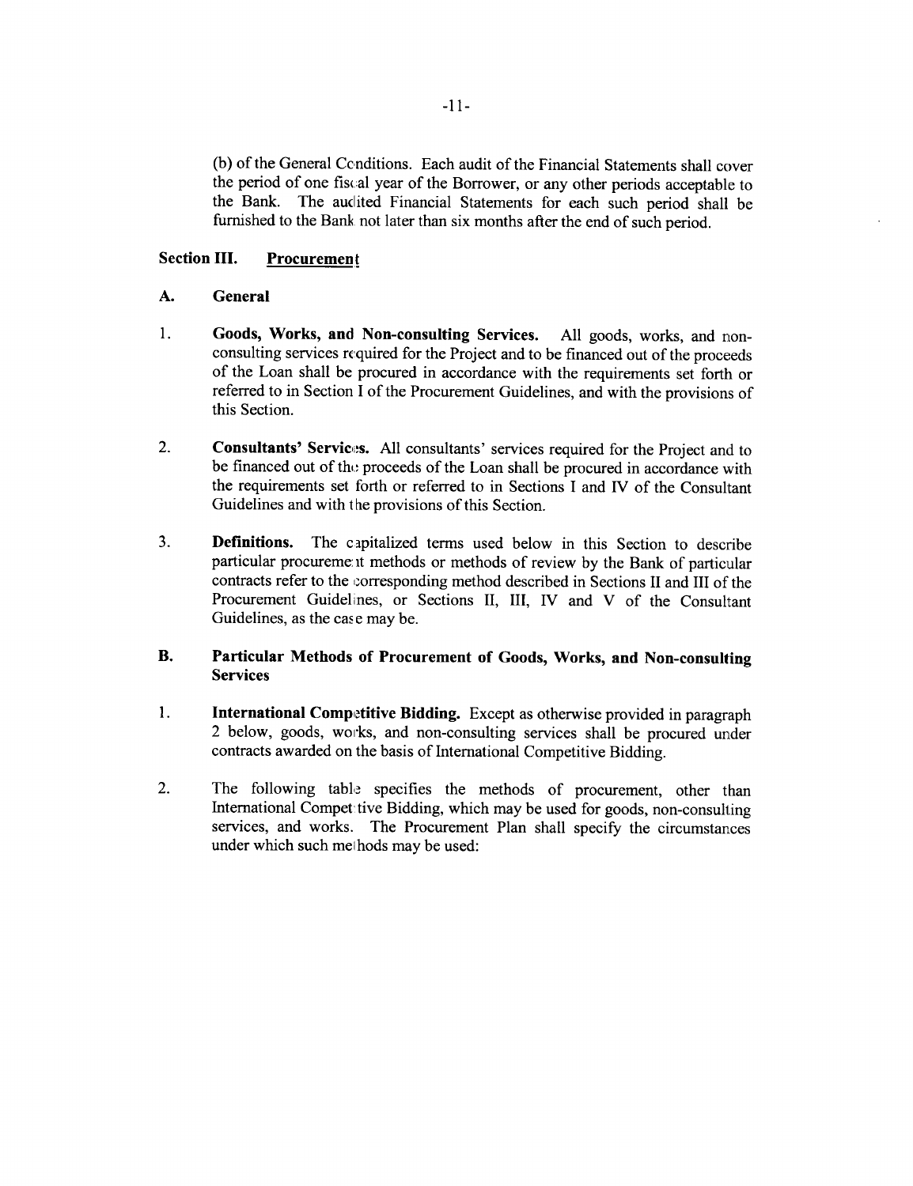(b) of the General Conditions. Each audit of the Financial Statements shall cover the period of one fiscal year of the Borrower, or any other periods acceptable to the Bank. The audited Financial Statements for each such period shall be furnished to the Bank not later than six months after the end of such period.

## Section III. Procurement

### A. General

1. **Goods, Works, and Non-consulting Services.** All goods, works, and non-consulting services required for the Project and to be financed out of the proceeds of the Loan shall be procured in accordance with the requirements set forth or referred to in Section I of the Procurement Guidelines, and with the provisions of this Section.

2. **Consultants' Services.** All consultants' services required for the Project and to be financed out of the proceeds of the Loan shall be procured in accordance with the requirements set forth or referred to in Sections I and IV of the Consultant Guidelines and with the provisions of this Section.

3. **Definitions.** The capitalized terms used below in this Section to describe particular procurement methods or methods of review by the Bank of particular contracts refer to the corresponding method described in Sections II and III of the Procurement Guidelines, or Sections II, III, IV and V of the Consultant Guidelines, as the case may be.

### B. Particular Methods of Procurement of Goods, Works, and Non-consulting Services

1. **International Competitive Bidding.** Except as otherwise provided in paragraph 2 below, goods, works, and non-consulting services shall be procured under contracts awarded on the basis of International Competitive Bidding.

2. The following table specifies the methods of procurement, other than International Competitive Bidding, which may be used for goods, non-consulting services, and works. The Procurement Plan shall specify the circumstances under which such methods may be used: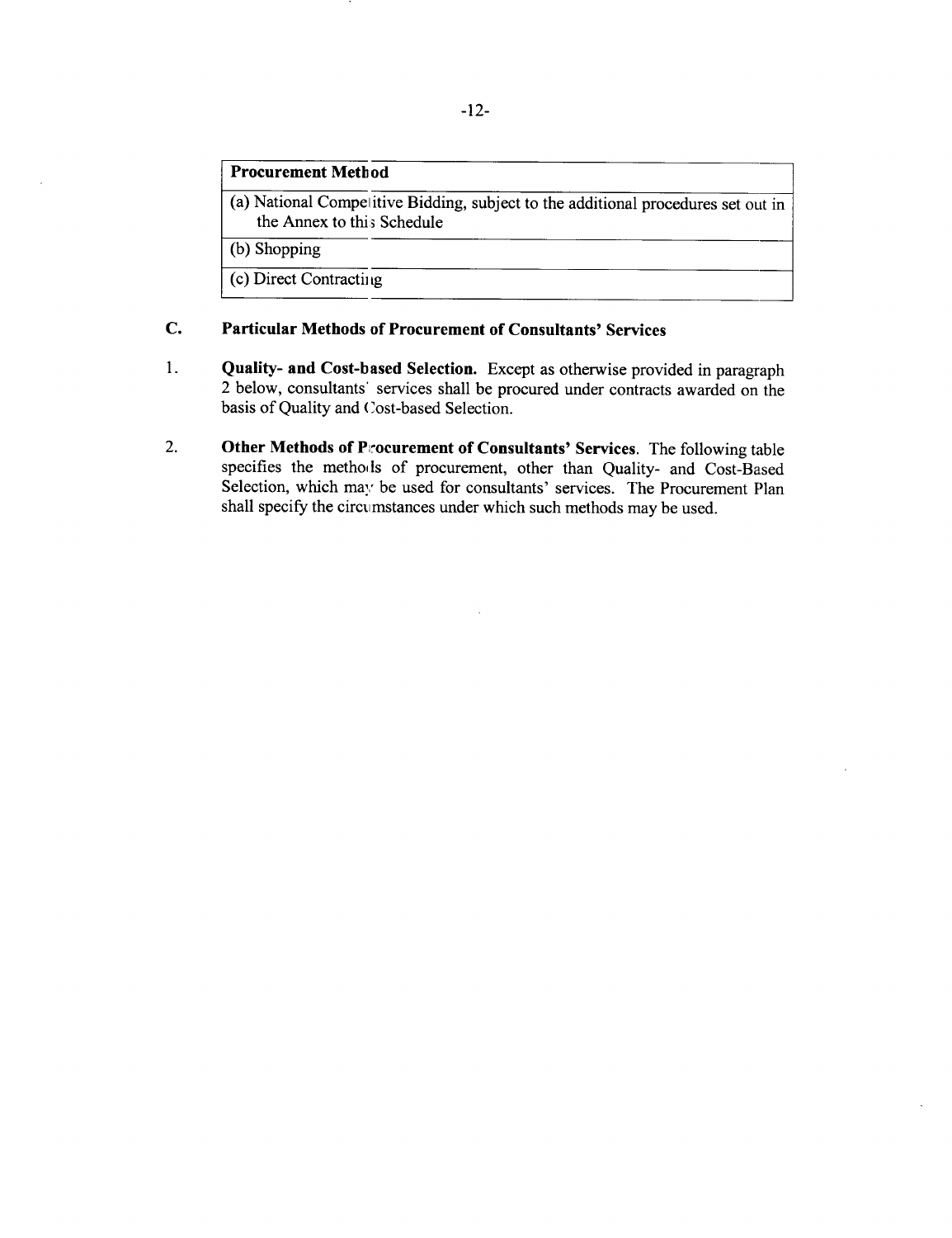| Procurement Method |
|---|
| (a) National Competitive Bidding, subject to the additional procedures set out in the Annex to this Schedule |
| (b) Shopping |
| (c) Direct Contracting |

## C. Particular Methods of Procurement of Consultants' Services

1. **Quality- and Cost-based Selection.** Except as otherwise provided in paragraph 2 below, consultants' services shall be procured under contracts awarded on the basis of Quality and Cost-based Selection.

2. **Other Methods of Procurement of Consultants' Services**. The following table specifies the methods of procurement, other than Quality- and Cost-Based Selection, which may be used for consultants' services. The Procurement Plan shall specify the circumstances under which such methods may be used.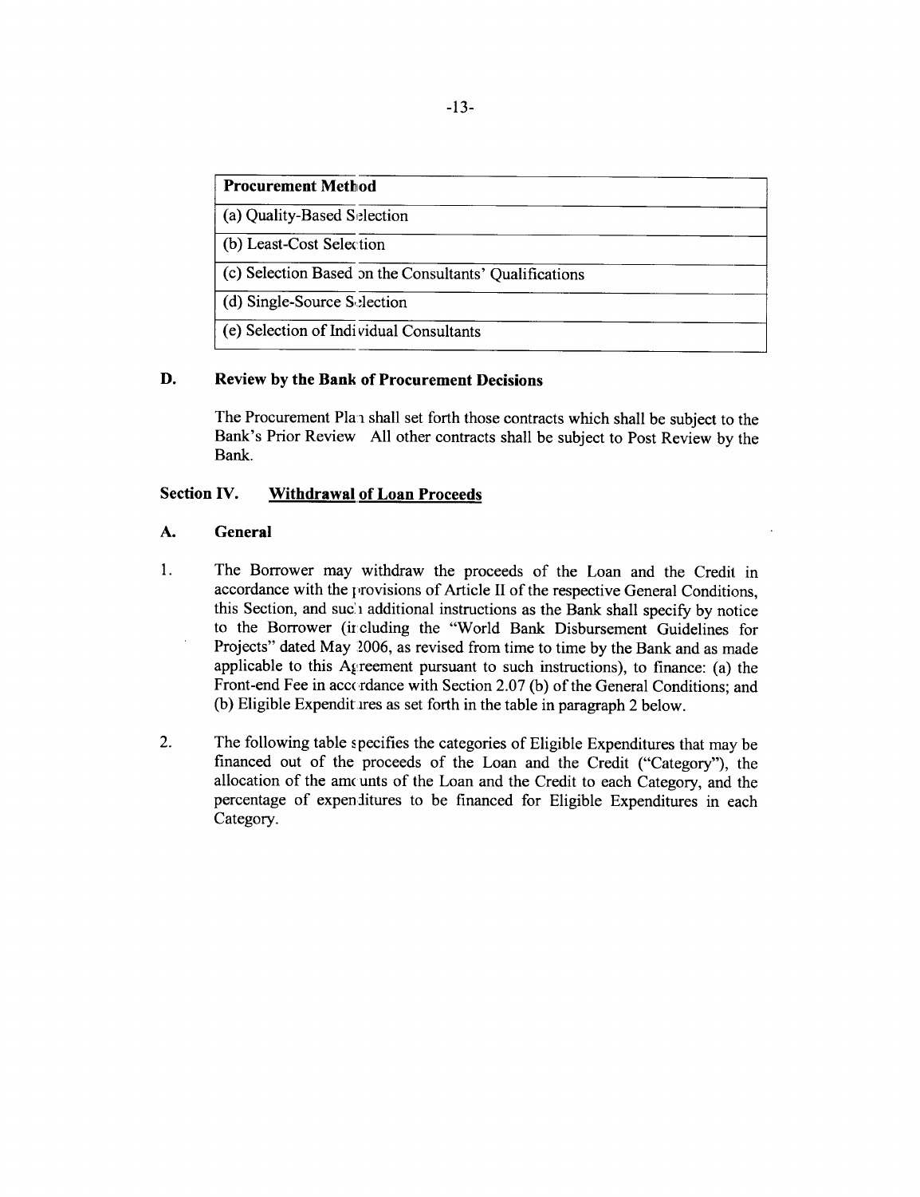| Procurement Method |
|---|
| (a) Quality-Based Selection |
| (b) Least-Cost Selection |
| (c) Selection Based on the Consultants' Qualifications |
| (d) Single-Source Selection |
| (e) Selection of Individual Consultants |

### D. Review by the Bank of Procurement Decisions

The Procurement Plan shall set forth those contracts which shall be subject to the Bank's Prior Review All other contracts shall be subject to Post Review by the Bank.

## Section IV. Withdrawal of Loan Proceeds

### A. General

1. The Borrower may withdraw the proceeds of the Loan and the Credit in accordance with the provisions of Article II of the respective General Conditions, this Section, and such additional instructions as the Bank shall specify by notice to the Borrower (including the "World Bank Disbursement Guidelines for Projects" dated May 2006, as revised from time to time by the Bank and as made applicable to this Agreement pursuant to such instructions), to finance: (a) the Front-end Fee in accordance with Section 2.07 (b) of the General Conditions; and (b) Eligible Expenditures as set forth in the table in paragraph 2 below.

2. The following table specifies the categories of Eligible Expenditures that may be financed out of the proceeds of the Loan and the Credit ("Category"), the allocation of the amounts of the Loan and the Credit to each Category, and the percentage of expenditures to be financed for Eligible Expenditures in each Category.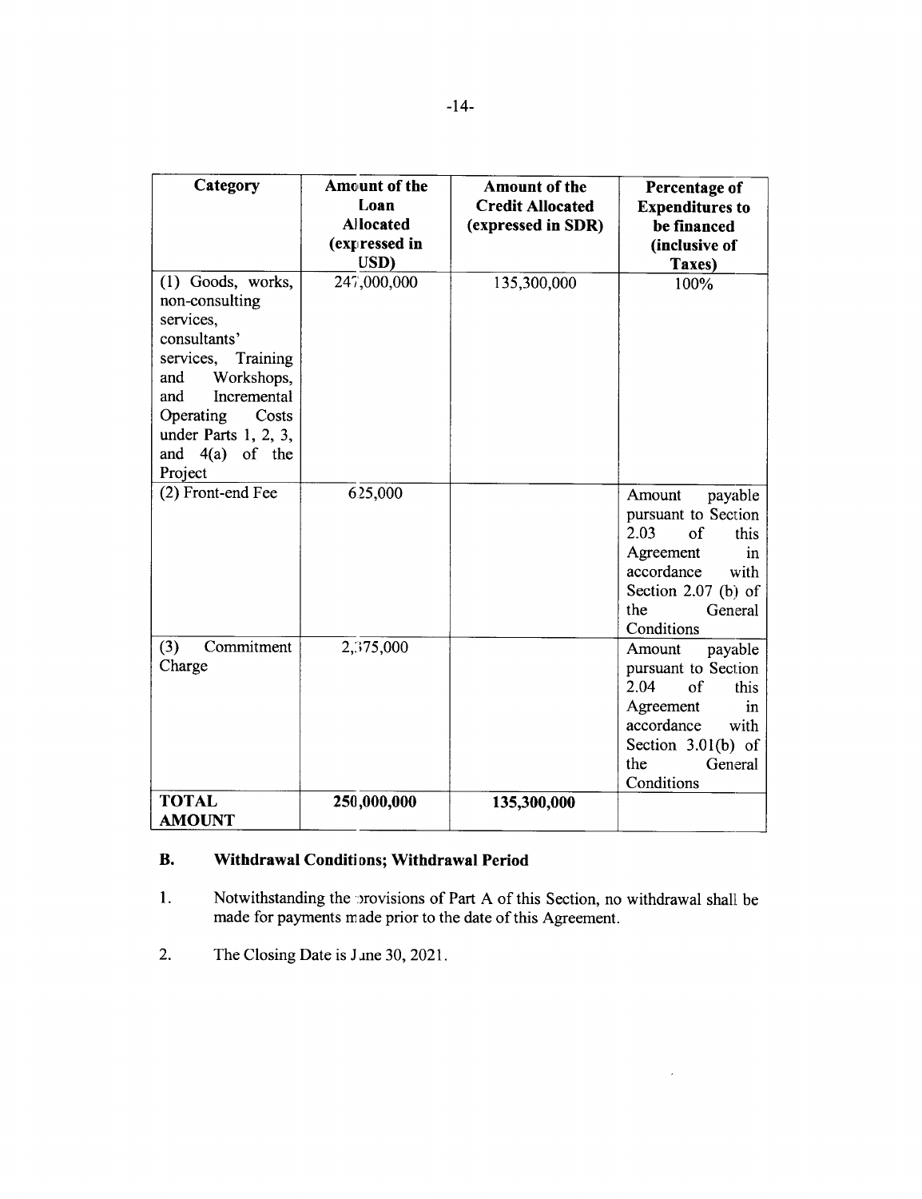| Category | Amount of the Loan Allocated (expressed in USD) | Amount of the Credit Allocated (expressed in SDR) | Percentage of Expenditures to be financed (inclusive of Taxes) |
|---|---|---|---|
| (1) Goods, works, non-consulting services, consultants' services, Training and Workshops, and Incremental Operating Costs under Parts 1, 2, 3, and 4(a) of the Project | 247,000,000 | 135,300,000 | 100% |
| (2) Front-end Fee | 625,000 | | Amount payable pursuant to Section 2.03 of this Agreement in accordance with Section 2.07 (b) of the General Conditions |
| (3) Commitment Charge | 2,375,000 | | Amount payable pursuant to Section 2.04 of this Agreement in accordance with Section 3.01(b) of the General Conditions |
| **TOTAL AMOUNT** | **250,000,000** | **135,300,000** | |

## B. Withdrawal Conditions; Withdrawal Period

1. Notwithstanding the provisions of Part A of this Section, no withdrawal shall be made for payments made prior to the date of this Agreement.

2. The Closing Date is June 30, 2021.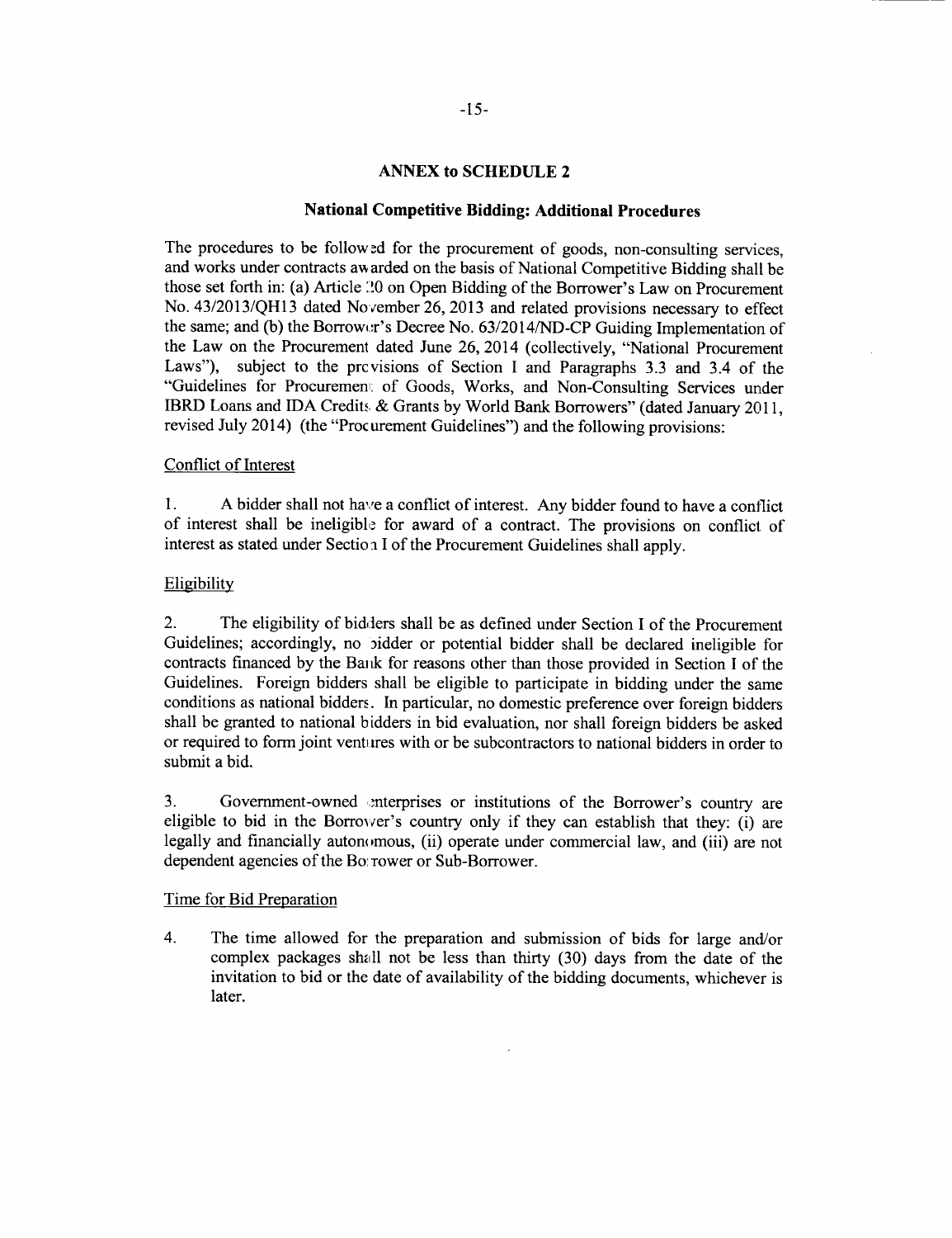## ANNEX to SCHEDULE 2

### National Competitive Bidding: Additional Procedures

The procedures to be followed for the procurement of goods, non-consulting services, and works under contracts awarded on the basis of National Competitive Bidding shall be those set forth in: (a) Article 20 on Open Bidding of the Borrower's Law on Procurement No. 43/2013/QH13 dated November 26, 2013 and related provisions necessary to effect the same; and (b) the Borrower's Decree No. 63/2014/ND-CP Guiding Implementation of the Law on the Procurement dated June 26, 2014 (collectively, "National Procurement Laws"), subject to the provisions of Section I and Paragraphs 3.3 and 3.4 of the "Guidelines for Procurement of Goods, Works, and Non-Consulting Services under IBRD Loans and IDA Credits & Grants by World Bank Borrowers" (dated January 2011, revised July 2014) (the "Procurement Guidelines") and the following provisions:

Conflict of Interest

1. A bidder shall not have a conflict of interest. Any bidder found to have a conflict of interest shall be ineligible for award of a contract. The provisions on conflict of interest as stated under Section I of the Procurement Guidelines shall apply.

Eligibility

2. The eligibility of bidders shall be as defined under Section I of the Procurement Guidelines; accordingly, no bidder or potential bidder shall be declared ineligible for contracts financed by the Bank for reasons other than those provided in Section I of the Guidelines. Foreign bidders shall be eligible to participate in bidding under the same conditions as national bidders. In particular, no domestic preference over foreign bidders shall be granted to national bidders in bid evaluation, nor shall foreign bidders be asked or required to form joint ventures with or be subcontractors to national bidders in order to submit a bid.

3. Government-owned enterprises or institutions of the Borrower's country are eligible to bid in the Borrower's country only if they can establish that they: (i) are legally and financially autonomous, (ii) operate under commercial law, and (iii) are not dependent agencies of the Borrower or Sub-Borrower.

Time for Bid Preparation

4. The time allowed for the preparation and submission of bids for large and/or complex packages shall not be less than thirty (30) days from the date of the invitation to bid or the date of availability of the bidding documents, whichever is later.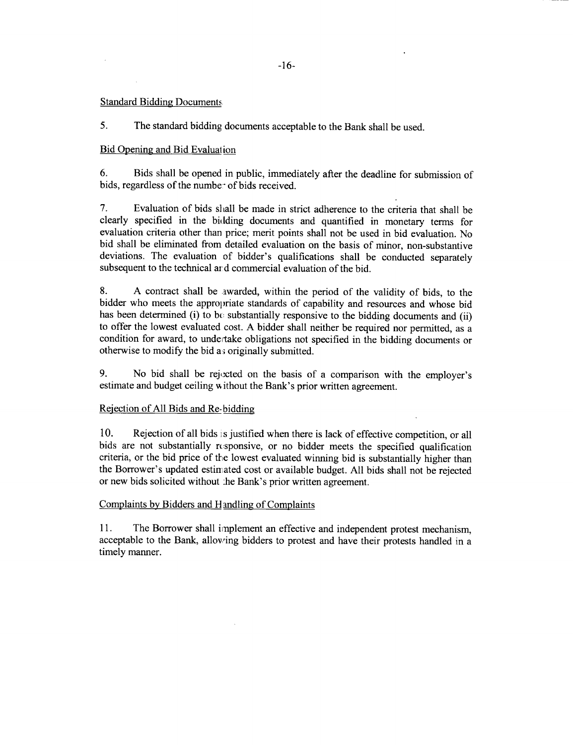Standard Bidding Documents

5. The standard bidding documents acceptable to the Bank shall be used.

Bid Opening and Bid Evaluation

6. Bids shall be opened in public, immediately after the deadline for submission of bids, regardless of the number of bids received.

7. Evaluation of bids shall be made in strict adherence to the criteria that shall be clearly specified in the bidding documents and quantified in monetary terms for evaluation criteria other than price; merit points shall not be used in bid evaluation. No bid shall be eliminated from detailed evaluation on the basis of minor, non-substantive deviations. The evaluation of bidder's qualifications shall be conducted separately subsequent to the technical and commercial evaluation of the bid.

8. A contract shall be awarded, within the period of the validity of bids, to the bidder who meets the appropriate standards of capability and resources and whose bid has been determined (i) to be substantially responsive to the bidding documents and (ii) to offer the lowest evaluated cost. A bidder shall neither be required nor permitted, as a condition for award, to undertake obligations not specified in the bidding documents or otherwise to modify the bid as originally submitted.

9. No bid shall be rejected on the basis of a comparison with the employer's estimate and budget ceiling without the Bank's prior written agreement.

Rejection of All Bids and Re-bidding

10. Rejection of all bids is justified when there is lack of effective competition, or all bids are not substantially responsive, or no bidder meets the specified qualification criteria, or the bid price of the lowest evaluated winning bid is substantially higher than the Borrower's updated estimated cost or available budget. All bids shall not be rejected or new bids solicited without the Bank's prior written agreement.

Complaints by Bidders and Handling of Complaints

11. The Borrower shall implement an effective and independent protest mechanism, acceptable to the Bank, allowing bidders to protest and have their protests handled in a timely manner.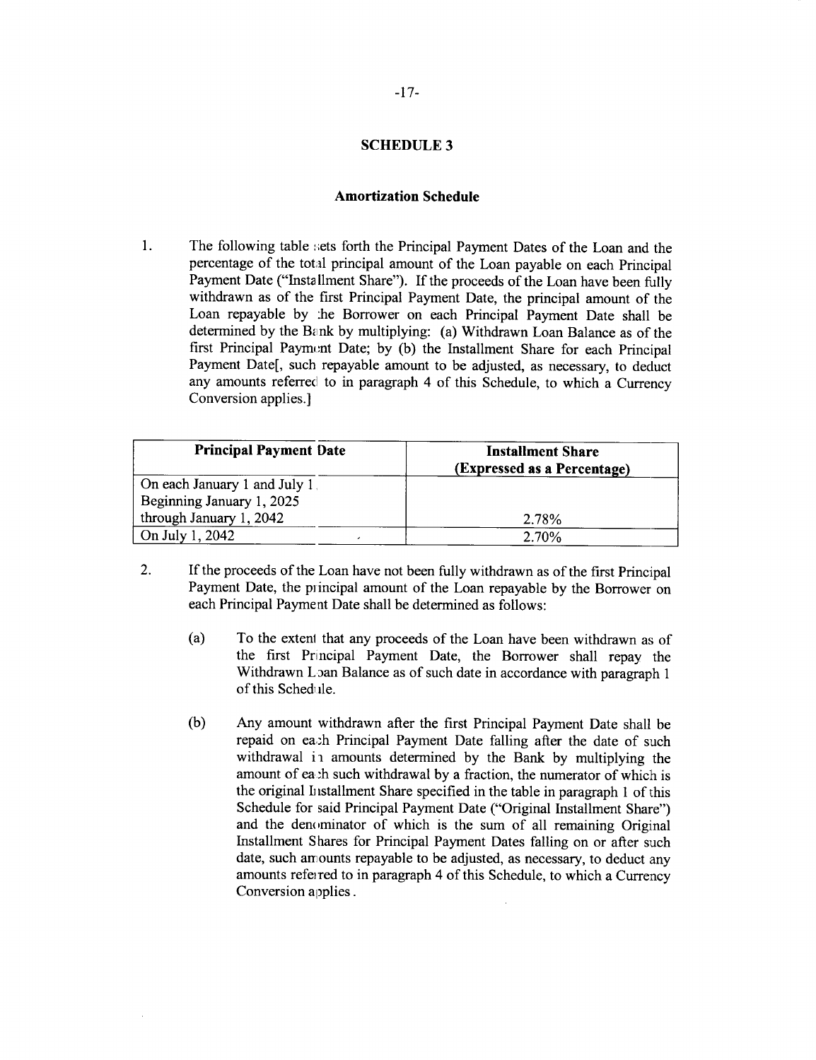## SCHEDULE 3

### Amortization Schedule

1. The following table sets forth the Principal Payment Dates of the Loan and the percentage of the total principal amount of the Loan payable on each Principal Payment Date ("Installment Share"). If the proceeds of the Loan have been fully withdrawn as of the first Principal Payment Date, the principal amount of the Loan repayable by the Borrower on each Principal Payment Date shall be determined by the Bank by multiplying: (a) Withdrawn Loan Balance as of the first Principal Payment Date; by (b) the Installment Share for each Principal Payment Date[, such repayable amount to be adjusted, as necessary, to deduct any amounts referred to in paragraph 4 of this Schedule, to which a Currency Conversion applies.]

| Principal Payment Date | Installment Share (Expressed as a Percentage) |
|---|---|
| On each January 1 and July 1 Beginning January 1, 2025 through January 1, 2042 | 2.78% |
| On July 1, 2042 | 2.70% |

2. If the proceeds of the Loan have not been fully withdrawn as of the first Principal Payment Date, the principal amount of the Loan repayable by the Borrower on each Principal Payment Date shall be determined as follows:

   (a) To the extent that any proceeds of the Loan have been withdrawn as of the first Principal Payment Date, the Borrower shall repay the Withdrawn Loan Balance as of such date in accordance with paragraph 1 of this Schedule.

   (b) Any amount withdrawn after the first Principal Payment Date shall be repaid on each Principal Payment Date falling after the date of such withdrawal in amounts determined by the Bank by multiplying the amount of each such withdrawal by a fraction, the numerator of which is the original Installment Share specified in the table in paragraph 1 of this Schedule for said Principal Payment Date ("Original Installment Share") and the denominator of which is the sum of all remaining Original Installment Shares for Principal Payment Dates falling on or after such date, such amounts repayable to be adjusted, as necessary, to deduct any amounts referred to in paragraph 4 of this Schedule, to which a Currency Conversion applies.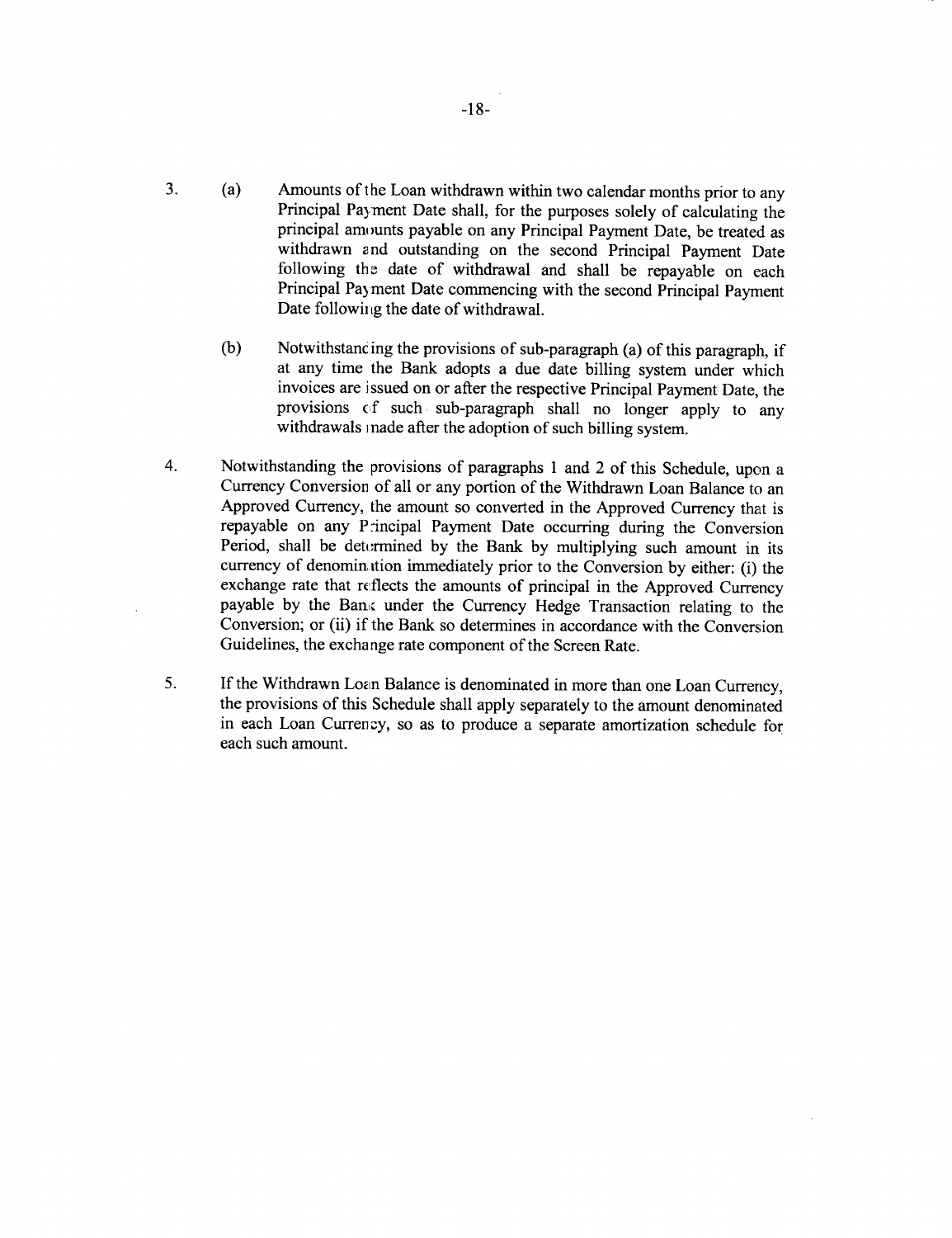3. (a) Amounts of the Loan withdrawn within two calendar months prior to any Principal Payment Date shall, for the purposes solely of calculating the principal amounts payable on any Principal Payment Date, be treated as withdrawn and outstanding on the second Principal Payment Date following the date of withdrawal and shall be repayable on each Principal Payment Date commencing with the second Principal Payment Date following the date of withdrawal.

   (b) Notwithstanding the provisions of sub-paragraph (a) of this paragraph, if at any time the Bank adopts a due date billing system under which invoices are issued on or after the respective Principal Payment Date, the provisions of such sub-paragraph shall no longer apply to any withdrawals made after the adoption of such billing system.

4. Notwithstanding the provisions of paragraphs 1 and 2 of this Schedule, upon a Currency Conversion of all or any portion of the Withdrawn Loan Balance to an Approved Currency, the amount so converted in the Approved Currency that is repayable on any Principal Payment Date occurring during the Conversion Period, shall be determined by the Bank by multiplying such amount in its currency of denomination immediately prior to the Conversion by either: (i) the exchange rate that reflects the amounts of principal in the Approved Currency payable by the Bank under the Currency Hedge Transaction relating to the Conversion; or (ii) if the Bank so determines in accordance with the Conversion Guidelines, the exchange rate component of the Screen Rate.

5. If the Withdrawn Loan Balance is denominated in more than one Loan Currency, the provisions of this Schedule shall apply separately to the amount denominated in each Loan Currency, so as to produce a separate amortization schedule for each such amount.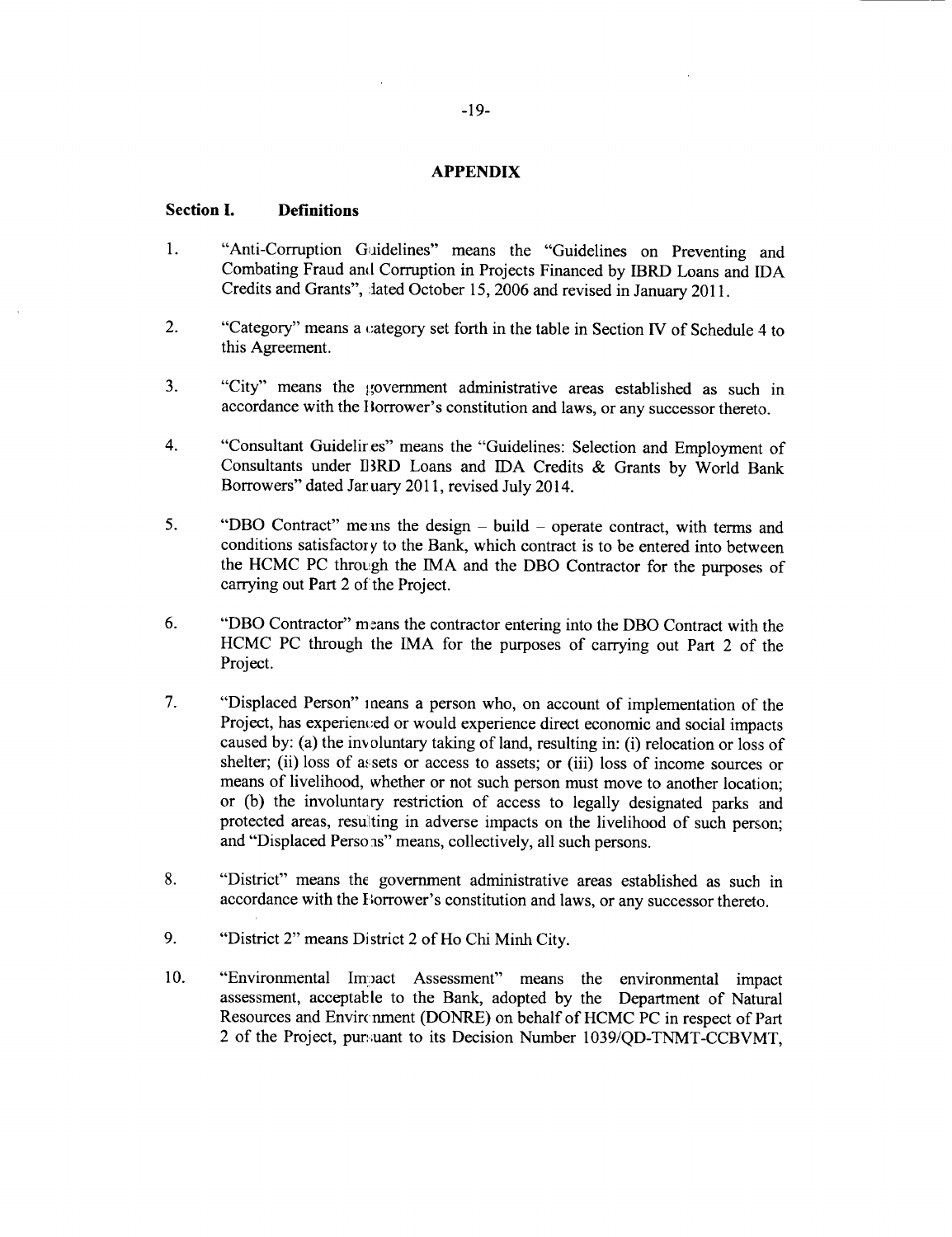# APPENDIX

## Section I. Definitions

1. "Anti-Corruption Guidelines" means the "Guidelines on Preventing and Combating Fraud and Corruption in Projects Financed by IBRD Loans and IDA Credits and Grants", dated October 15, 2006 and revised in January 2011.

2. "Category" means a category set forth in the table in Section IV of Schedule 4 to this Agreement.

3. "City" means the government administrative areas established as such in accordance with the Borrower's constitution and laws, or any successor thereto.

4. "Consultant Guidelines" means the "Guidelines: Selection and Employment of Consultants under IBRD Loans and IDA Credits & Grants by World Bank Borrowers" dated January 2011, revised July 2014.

5. "DBO Contract" means the design – build – operate contract, with terms and conditions satisfactory to the Bank, which contract is to be entered into between the HCMC PC through the IMA and the DBO Contractor for the purposes of carrying out Part 2 of the Project.

6. "DBO Contractor" means the contractor entering into the DBO Contract with the HCMC PC through the IMA for the purposes of carrying out Part 2 of the Project.

7. "Displaced Person" means a person who, on account of implementation of the Project, has experienced or would experience direct economic and social impacts caused by: (a) the involuntary taking of land, resulting in: (i) relocation or loss of shelter; (ii) loss of assets or access to assets; or (iii) loss of income sources or means of livelihood, whether or not such person must move to another location; or (b) the involuntary restriction of access to legally designated parks and protected areas, resulting in adverse impacts on the livelihood of such person; and "Displaced Persons" means, collectively, all such persons.

8. "District" means the government administrative areas established as such in accordance with the Borrower's constitution and laws, or any successor thereto.

9. "District 2" means District 2 of Ho Chi Minh City.

10. "Environmental Impact Assessment" means the environmental impact assessment, acceptable to the Bank, adopted by the Department of Natural Resources and Environment (DONRE) on behalf of HCMC PC in respect of Part 2 of the Project, pursuant to its Decision Number 1039/QD-TNMT-CCBVMT,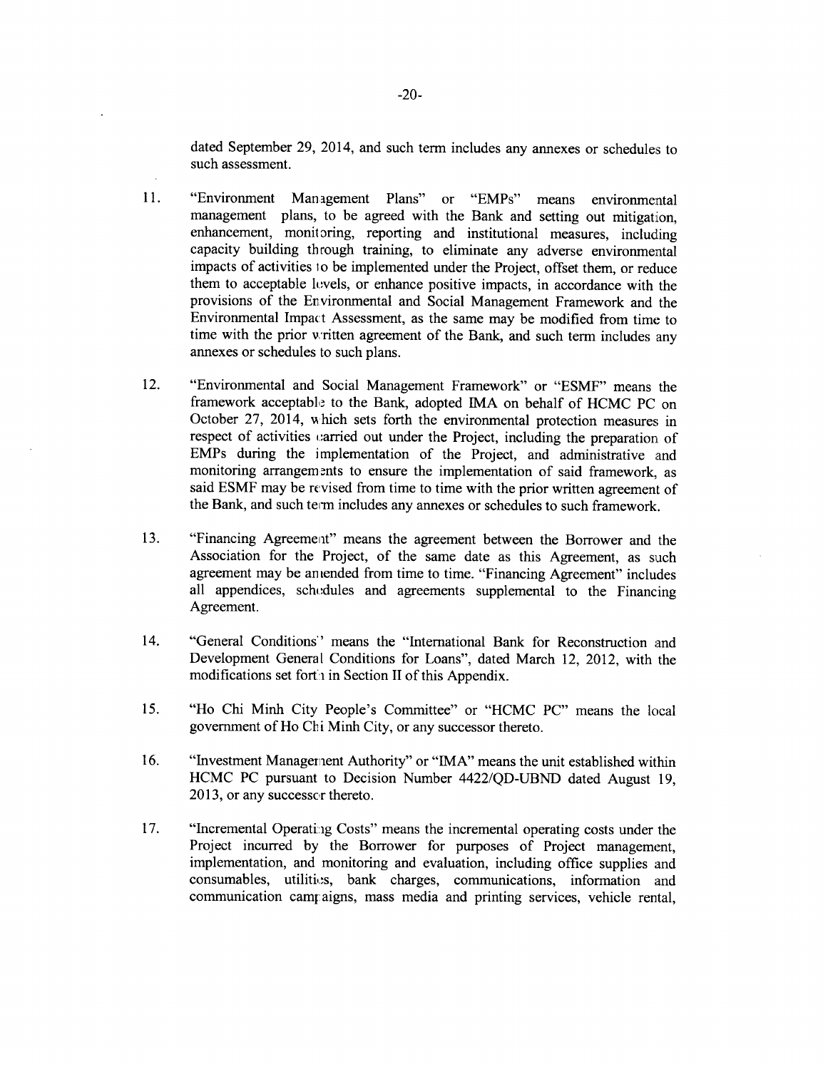dated September 29, 2014, and such term includes any annexes or schedules to such assessment.

11. "Environment Management Plans" or "EMPs" means environmental management plans, to be agreed with the Bank and setting out mitigation, enhancement, monitoring, reporting and institutional measures, including capacity building through training, to eliminate any adverse environmental impacts of activities to be implemented under the Project, offset them, or reduce them to acceptable levels, or enhance positive impacts, in accordance with the provisions of the Environmental and Social Management Framework and the Environmental Impact Assessment, as the same may be modified from time to time with the prior written agreement of the Bank, and such term includes any annexes or schedules to such plans.

12. "Environmental and Social Management Framework" or "ESMF" means the framework acceptable to the Bank, adopted IMA on behalf of HCMC PC on October 27, 2014, which sets forth the environmental protection measures in respect of activities carried out under the Project, including the preparation of EMPs during the implementation of the Project, and administrative and monitoring arrangements to ensure the implementation of said framework, as said ESMF may be revised from time to time with the prior written agreement of the Bank, and such term includes any annexes or schedules to such framework.

13. "Financing Agreement" means the agreement between the Borrower and the Association for the Project, of the same date as this Agreement, as such agreement may be amended from time to time. "Financing Agreement" includes all appendices, schedules and agreements supplemental to the Financing Agreement.

14. "General Conditions" means the "International Bank for Reconstruction and Development General Conditions for Loans", dated March 12, 2012, with the modifications set forth in Section II of this Appendix.

15. "Ho Chi Minh City People's Committee" or "HCMC PC" means the local government of Ho Chi Minh City, or any successor thereto.

16. "Investment Management Authority" or "IMA" means the unit established within HCMC PC pursuant to Decision Number 4422/QD-UBND dated August 19, 2013, or any successor thereto.

17. "Incremental Operating Costs" means the incremental operating costs under the Project incurred by the Borrower for purposes of Project management, implementation, and monitoring and evaluation, including office supplies and consumables, utilities, bank charges, communications, information and communication campaigns, mass media and printing services, vehicle rental,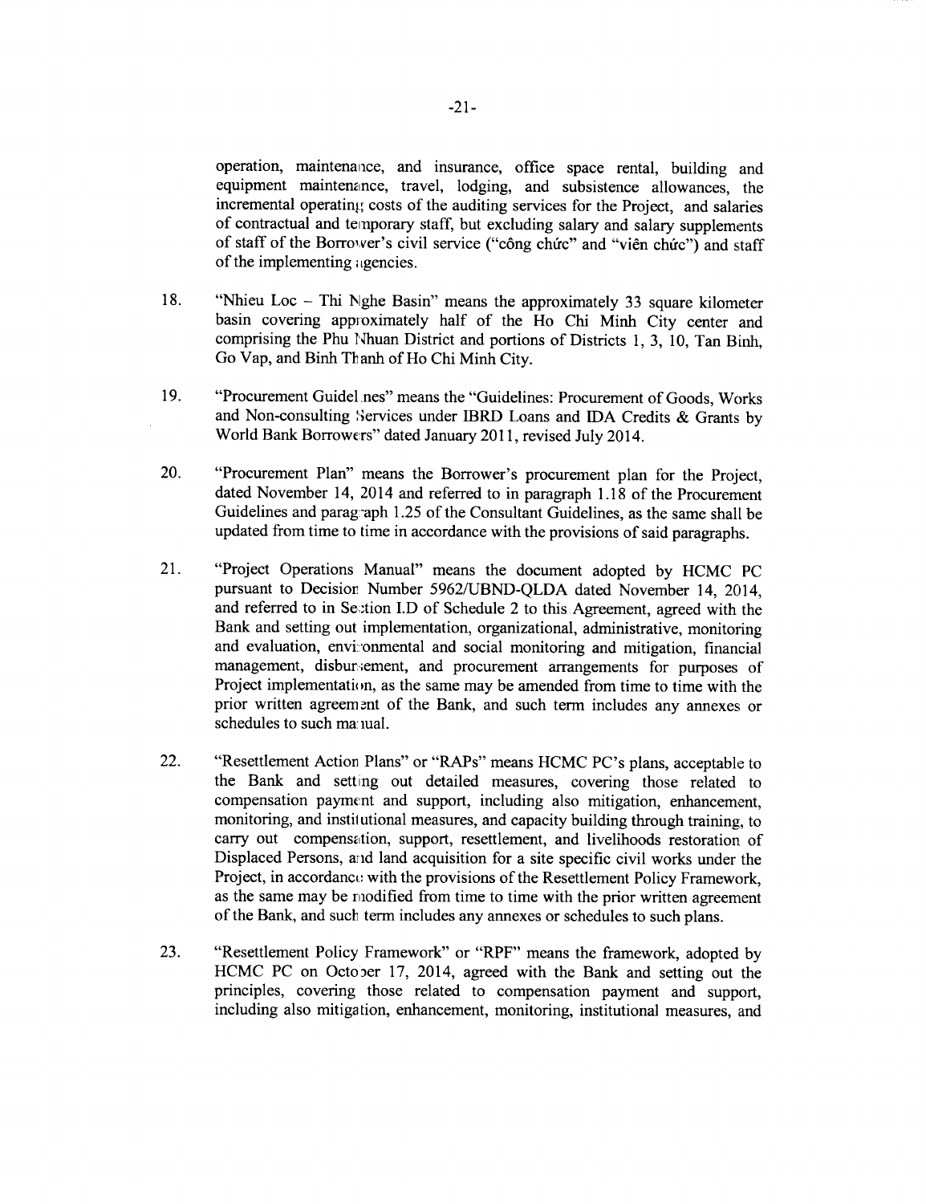operation, maintenance, and insurance, office space rental, building and equipment maintenance, travel, lodging, and subsistence allowances, the incremental operating costs of the auditing services for the Project, and salaries of contractual and temporary staff, but excluding salary and salary supplements of staff of the Borrower's civil service ("công chức" and "viên chức") and staff of the implementing agencies.

18. "Nhieu Loc – Thi Nghe Basin" means the approximately 33 square kilometer basin covering approximately half of the Ho Chi Minh City center and comprising the Phu Nhuan District and portions of Districts 1, 3, 10, Tan Binh, Go Vap, and Binh Thanh of Ho Chi Minh City.

19. "Procurement Guidelines" means the "Guidelines: Procurement of Goods, Works and Non-consulting Services under IBRD Loans and IDA Credits & Grants by World Bank Borrowers" dated January 2011, revised July 2014.

20. "Procurement Plan" means the Borrower's procurement plan for the Project, dated November 14, 2014 and referred to in paragraph 1.18 of the Procurement Guidelines and paragraph 1.25 of the Consultant Guidelines, as the same shall be updated from time to time in accordance with the provisions of said paragraphs.

21. "Project Operations Manual" means the document adopted by HCMC PC pursuant to Decision Number 5962/UBND-QLDA dated November 14, 2014, and referred to in Section I.D of Schedule 2 to this Agreement, agreed with the Bank and setting out implementation, organizational, administrative, monitoring and evaluation, environmental and social monitoring and mitigation, financial management, disbursement, and procurement arrangements for purposes of Project implementation, as the same may be amended from time to time with the prior written agreement of the Bank, and such term includes any annexes or schedules to such manual.

22. "Resettlement Action Plans" or "RAPs" means HCMC PC's plans, acceptable to the Bank and setting out detailed measures, covering those related to compensation payment and support, including also mitigation, enhancement, monitoring, and institutional measures, and capacity building through training, to carry out compensation, support, resettlement, and livelihoods restoration of Displaced Persons, and land acquisition for a site specific civil works under the Project, in accordance with the provisions of the Resettlement Policy Framework, as the same may be modified from time to time with the prior written agreement of the Bank, and such term includes any annexes or schedules to such plans.

23. "Resettlement Policy Framework" or "RPF" means the framework, adopted by HCMC PC on October 17, 2014, agreed with the Bank and setting out the principles, covering those related to compensation payment and support, including also mitigation, enhancement, monitoring, institutional measures, and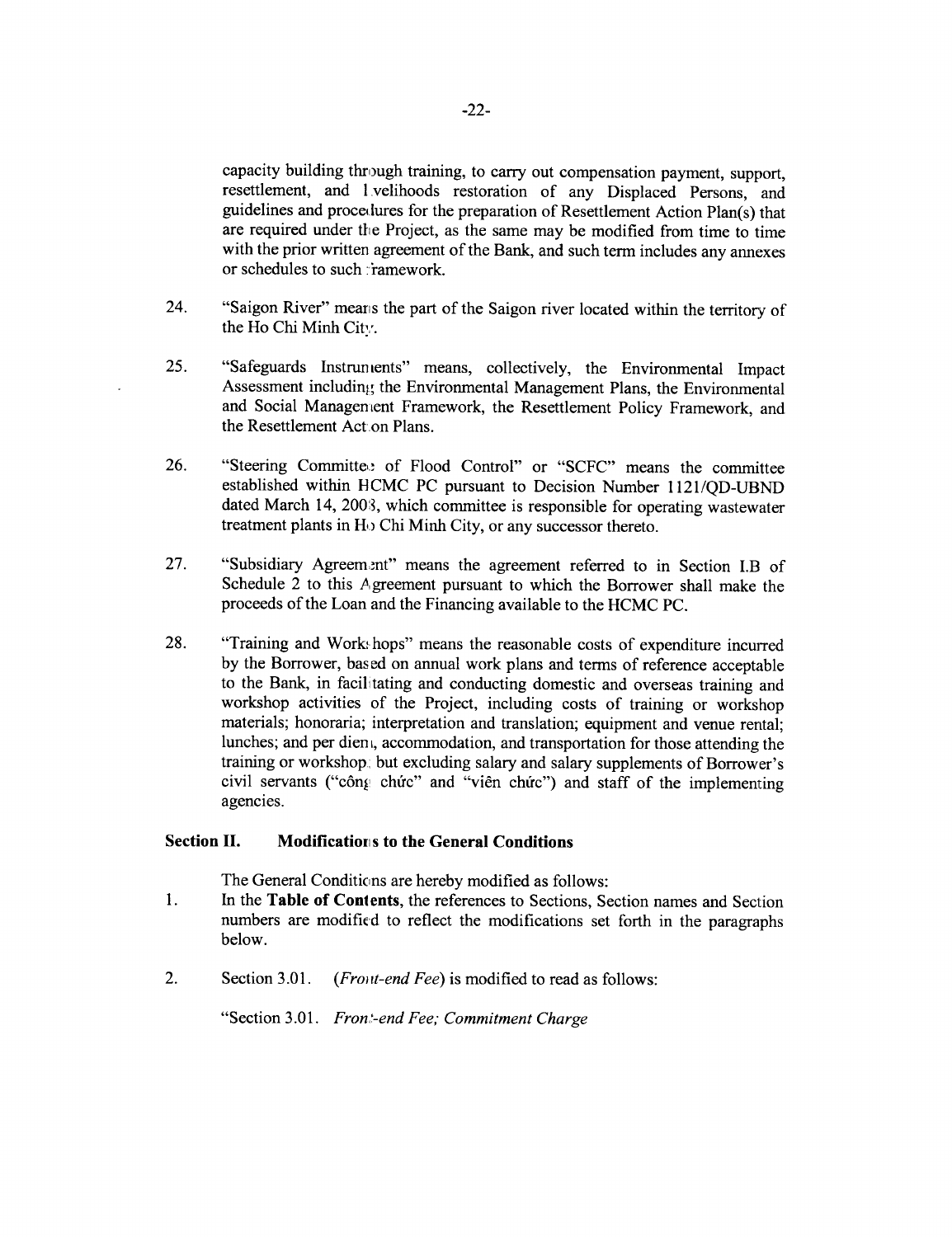capacity building through training, to carry out compensation payment, support, resettlement, and livelihoods restoration of any Displaced Persons, and guidelines and procedures for the preparation of Resettlement Action Plan(s) that are required under the Project, as the same may be modified from time to time with the prior written agreement of the Bank, and such term includes any annexes or schedules to such framework.

24. "Saigon River" means the part of the Saigon river located within the territory of the Ho Chi Minh City.

25. "Safeguards Instruments" means, collectively, the Environmental Impact Assessment including the Environmental Management Plans, the Environmental and Social Management Framework, the Resettlement Policy Framework, and the Resettlement Action Plans.

26. "Steering Committee of Flood Control" or "SCFC" means the committee established within HCMC PC pursuant to Decision Number 1121/QD-UBND dated March 14, 2008, which committee is responsible for operating wastewater treatment plants in Ho Chi Minh City, or any successor thereto.

27. "Subsidiary Agreement" means the agreement referred to in Section I.B of Schedule 2 to this Agreement pursuant to which the Borrower shall make the proceeds of the Loan and the Financing available to the HCMC PC.

28. "Training and Workshops" means the reasonable costs of expenditure incurred by the Borrower, based on annual work plans and terms of reference acceptable to the Bank, in facilitating and conducting domestic and overseas training and workshop activities of the Project, including costs of training or workshop materials; honoraria; interpretation and translation; equipment and venue rental; lunches; and per diem, accommodation, and transportation for those attending the training or workshop, but excluding salary and salary supplements of Borrower's civil servants ("công chức" and "viên chức") and staff of the implementing agencies.

## Section II. Modifications to the General Conditions

The General Conditions are hereby modified as follows:

1. In the **Table of Contents**, the references to Sections, Section names and Section numbers are modified to reflect the modifications set forth in the paragraphs below.

2. Section 3.01. *(Front-end Fee)* is modified to read as follows:

   "Section 3.01. *Front-end Fee; Commitment Charge*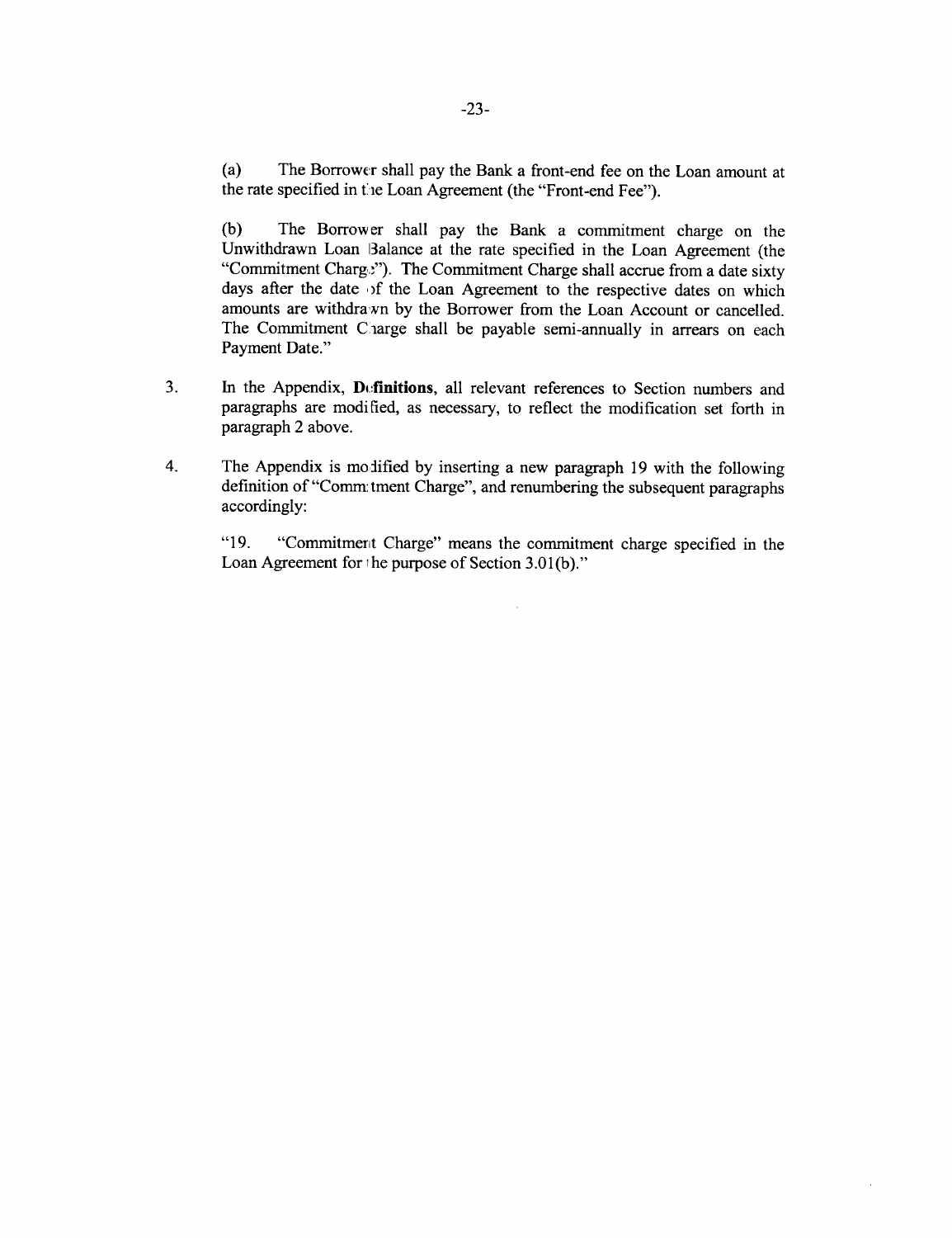(a) The Borrower shall pay the Bank a front-end fee on the Loan amount at the rate specified in the Loan Agreement (the "Front-end Fee").

(b) The Borrower shall pay the Bank a commitment charge on the Unwithdrawn Loan Balance at the rate specified in the Loan Agreement (the "Commitment Charge"). The Commitment Charge shall accrue from a date sixty days after the date of the Loan Agreement to the respective dates on which amounts are withdrawn by the Borrower from the Loan Account or cancelled. The Commitment Charge shall be payable semi-annually in arrears on each Payment Date."

3. In the Appendix, **Definitions**, all relevant references to Section numbers and paragraphs are modified, as necessary, to reflect the modification set forth in paragraph 2 above.

4. The Appendix is modified by inserting a new paragraph 19 with the following definition of "Commitment Charge", and renumbering the subsequent paragraphs accordingly:

"19. "Commitment Charge" means the commitment charge specified in the Loan Agreement for the purpose of Section 3.01(b)."